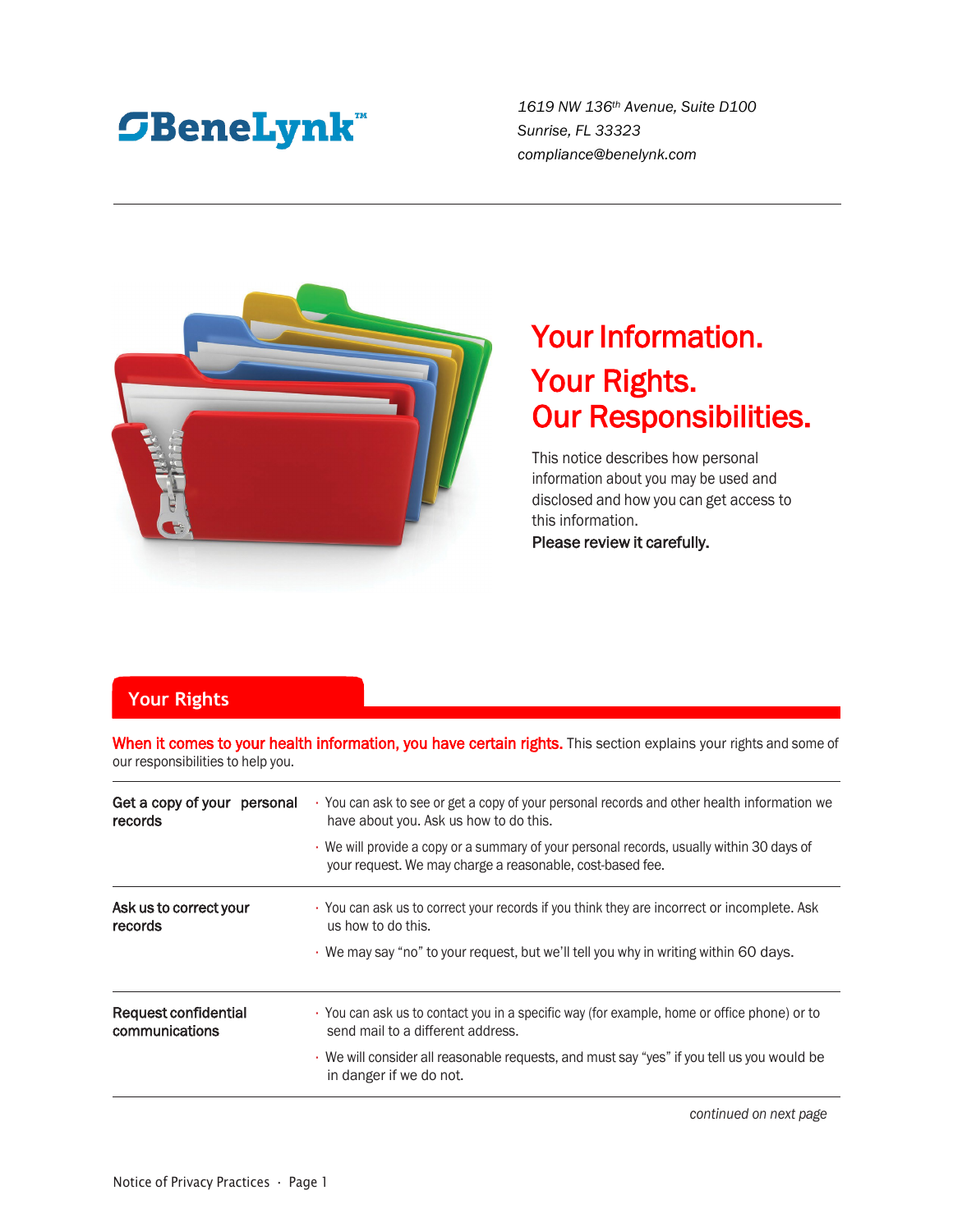**BeneLynk™**

*1619 NW 136th Avenue, Suite D100*
*Sunrise, FL 33323*
*compliance@benelynk.com*

# Your Information. Your Rights. Our Responsibilities.

This notice describes how personal information about you may be used and disclosed and how you can get access to this information.
**Please review it carefully.**

## Your Rights

**When it comes to your health information, you have certain rights.** This section explains your rights and some of our responsibilities to help you.

| | |
|---|---|
| **Get a copy of your personal records** | · You can ask to see or get a copy of your personal records and other health information we have about you. Ask us how to do this.<br>· We will provide a copy or a summary of your personal records, usually within 30 days of your request. We may charge a reasonable, cost-based fee. |
| **Ask us to correct your records** | · You can ask us to correct your records if you think they are incorrect or incomplete. Ask us how to do this.<br>· We may say "no" to your request, but we'll tell you why in writing within 60 days. |
| **Request confidential communications** | · You can ask us to contact you in a specific way (for example, home or office phone) or to send mail to a different address.<br>· We will consider all reasonable requests, and must say "yes" if you tell us you would be in danger if we do not. |

*continued on next page*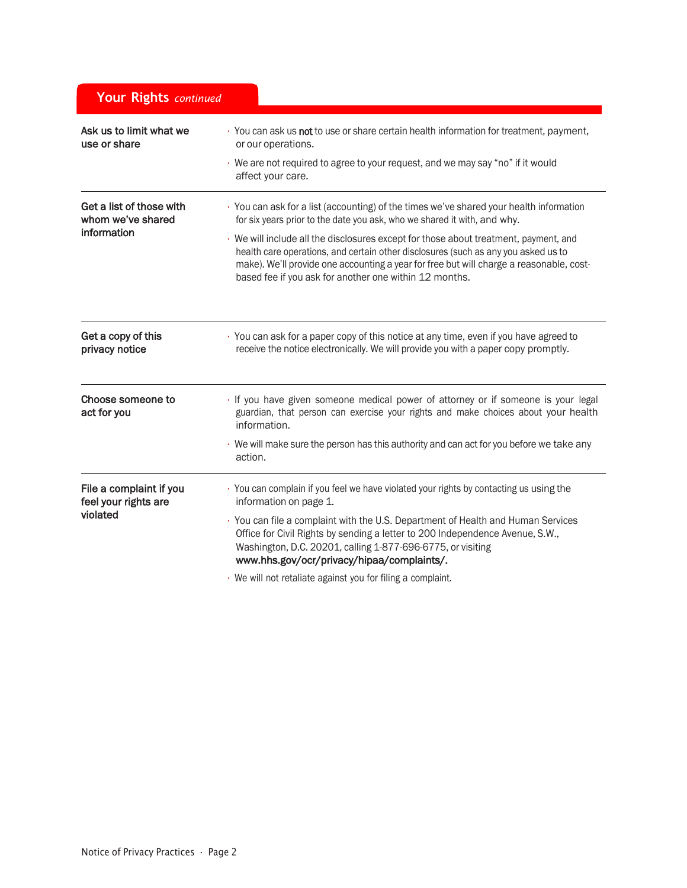## Your Rights *continued*

| | |
|---|---|
| **Ask us to limit what we use or share** | • You can ask us **not** to use or share certain health information for treatment, payment, or our operations.<br>• We are not required to agree to your request, and we may say "no" if it would affect your care. |
| **Get a list of those with whom we've shared information** | • You can ask for a list (accounting) of the times we've shared your health information for six years prior to the date you ask, who we shared it with, and why.<br>• We will include all the disclosures except for those about treatment, payment, and health care operations, and certain other disclosures (such as any you asked us to make). We'll provide one accounting a year for free but will charge a reasonable, cost-based fee if you ask for another one within 12 months. |
| **Get a copy of this privacy notice** | • You can ask for a paper copy of this notice at any time, even if you have agreed to receive the notice electronically. We will provide you with a paper copy promptly. |
| **Choose someone to act for you** | • If you have given someone medical power of attorney or if someone is your legal guardian, that person can exercise your rights and make choices about your health information.<br>• We will make sure the person has this authority and can act for you before we take any action. |
| **File a complaint if you feel your rights are violated** | • You can complain if you feel we have violated your rights by contacting us using the information on page 1.<br>• You can file a complaint with the U.S. Department of Health and Human Services Office for Civil Rights by sending a letter to 200 Independence Avenue, S.W., Washington, D.C. 20201, calling 1-877-696-6775, or visiting **www.hhs.gov/ocr/privacy/hipaa/complaints/.**<br>• We will not retaliate against you for filing a complaint. |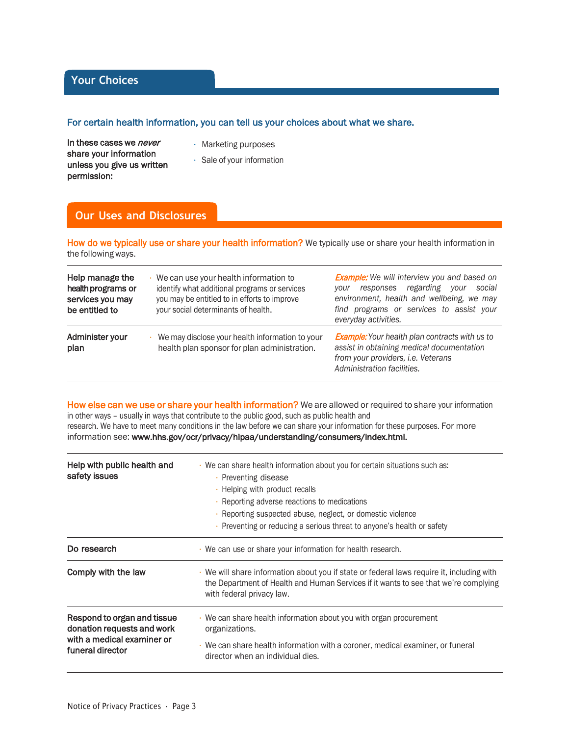## Your Choices

**For certain health information, you can tell us your choices about what we share.**

| In these cases we *never* share your information unless you give us written permission: | |
|---|---|
| | • Marketing purposes<br>• Sale of your information |

## Our Uses and Disclosures

**How do we typically use or share your health information?** We typically use or share your health information in the following ways.

| | | |
|---|---|---|
| **Help manage the health programs or services you may be entitled to** | • We can use your health information to identify what additional programs or services you may be entitled to in efforts to improve your social determinants of health. | *Example: We will interview you and based on your responses regarding your social environment, health and wellbeing, we may find programs or services to assist your everyday activities.* |
| **Administer your plan** | • We may disclose your health information to your health plan sponsor for plan administration. | *Example: Your health plan contracts with us to assist in obtaining medical documentation from your providers, i.e. Veterans Administration facilities.* |

**How else can we use or share your health information?** We are allowed or required to share your information in other ways – usually in ways that contribute to the public good, such as public health and research. We have to meet many conditions in the law before we can share your information for these purposes. For more information see: **www.hhs.gov/ocr/privacy/hipaa/understanding/consumers/index.html.**

| | |
|---|---|
| **Help with public health and safety issues** | • We can share health information about you for certain situations such as:<br>  • Preventing disease<br>  • Helping with product recalls<br>  • Reporting adverse reactions to medications<br>  • Reporting suspected abuse, neglect, or domestic violence<br>  • Preventing or reducing a serious threat to anyone's health or safety |
| **Do research** | • We can use or share your information for health research. |
| **Comply with the law** | • We will share information about you if state or federal laws require it, including with the Department of Health and Human Services if it wants to see that we're complying with federal privacy law. |
| **Respond to organ and tissue donation requests and work with a medical examiner or funeral director** | • We can share health information about you with organ procurement organizations.<br>• We can share health information with a coroner, medical examiner, or funeral director when an individual dies. |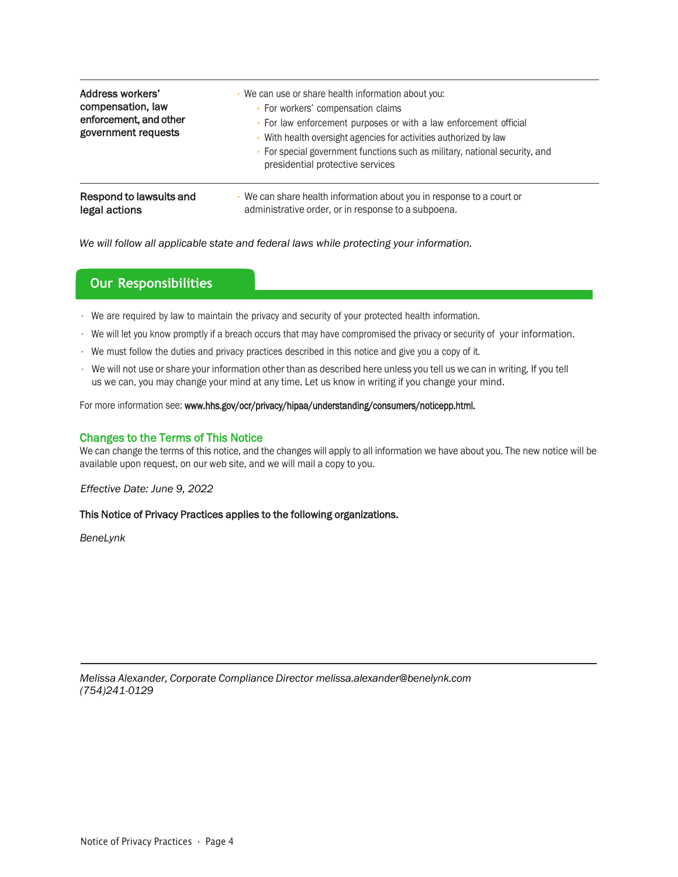| | |
|---|---|
| **Address workers' compensation, law enforcement, and other government requests** | · We can use or share health information about you:<br>· For workers' compensation claims<br>· For law enforcement purposes or with a law enforcement official<br>· With health oversight agencies for activities authorized by law<br>· For special government functions such as military, national security, and presidential protective services |
| **Respond to lawsuits and legal actions** | · We can share health information about you in response to a court or administrative order, or in response to a subpoena. |

*We will follow all applicable state and federal laws while protecting your information.*

## Our Responsibilities

- We are required by law to maintain the privacy and security of your protected health information.
- We will let you know promptly if a breach occurs that may have compromised the privacy or security of your information.
- We must follow the duties and privacy practices described in this notice and give you a copy of it.
- We will not use or share your information other than as described here unless you tell us we can in writing. If you tell us we can, you may change your mind at any time. Let us know in writing if you change your mind.

For more information see: **www.hhs.gov/ocr/privacy/hipaa/understanding/consumers/noticepp.html.**

### Changes to the Terms of This Notice

We can change the terms of this notice, and the changes will apply to all information we have about you. The new notice will be available upon request, on our web site, and we will mail a copy to you.

*Effective Date: June 9, 2022*

**This Notice of Privacy Practices applies to the following organizations.**

*BeneLynk*

---

*Melissa Alexander, Corporate Compliance Director melissa.alexander@benelynk.com (754)241-0129*